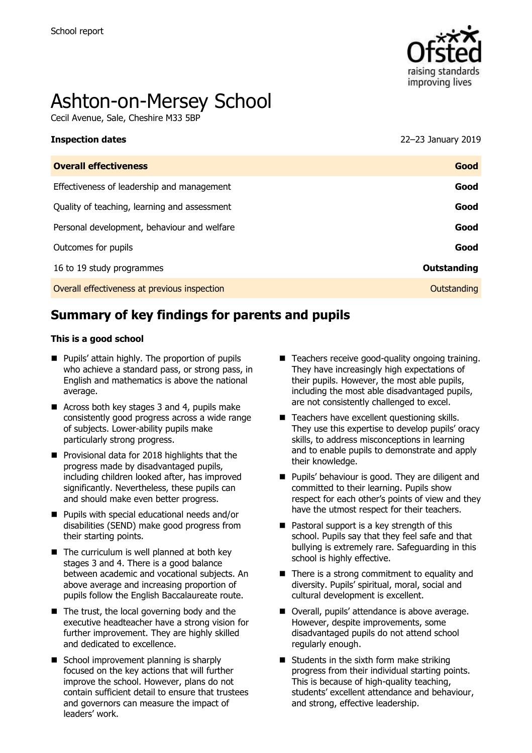School report

# Ashton-on-Mersey School

Cecil Avenue, Sale, Cheshire M33 5BP

**Inspection dates** 22–23 January 2019

| **Overall effectiveness** | **Good** |
|---|---|
| Effectiveness of leadership and management | **Good** |
| Quality of teaching, learning and assessment | **Good** |
| Personal development, behaviour and welfare | **Good** |
| Outcomes for pupils | **Good** |
| 16 to 19 study programmes | **Outstanding** |
| Overall effectiveness at previous inspection | Outstanding |

## Summary of key findings for parents and pupils

**This is a good school**

- Pupils' attain highly. The proportion of pupils who achieve a standard pass, or strong pass, in English and mathematics is above the national average.
- Across both key stages 3 and 4, pupils make consistently good progress across a wide range of subjects. Lower-ability pupils make particularly strong progress.
- Provisional data for 2018 highlights that the progress made by disadvantaged pupils, including children looked after, has improved significantly. Nevertheless, these pupils can and should make even better progress.
- Pupils with special educational needs and/or disabilities (SEND) make good progress from their starting points.
- The curriculum is well planned at both key stages 3 and 4. There is a good balance between academic and vocational subjects. An above average and increasing proportion of pupils follow the English Baccalaureate route.
- The trust, the local governing body and the executive headteacher have a strong vision for further improvement. They are highly skilled and dedicated to excellence.
- School improvement planning is sharply focused on the key actions that will further improve the school. However, plans do not contain sufficient detail to ensure that trustees and governors can measure the impact of leaders' work.
- Teachers receive good-quality ongoing training. They have increasingly high expectations of their pupils. However, the most able pupils, including the most able disadvantaged pupils, are not consistently challenged to excel.
- Teachers have excellent questioning skills. They use this expertise to develop pupils' oracy skills, to address misconceptions in learning and to enable pupils to demonstrate and apply their knowledge.
- Pupils' behaviour is good. They are diligent and committed to their learning. Pupils show respect for each other's points of view and they have the utmost respect for their teachers.
- Pastoral support is a key strength of this school. Pupils say that they feel safe and that bullying is extremely rare. Safeguarding in this school is highly effective.
- There is a strong commitment to equality and diversity. Pupils' spiritual, moral, social and cultural development is excellent.
- Overall, pupils' attendance is above average. However, despite improvements, some disadvantaged pupils do not attend school regularly enough.
- Students in the sixth form make striking progress from their individual starting points. This is because of high-quality teaching, students' excellent attendance and behaviour, and strong, effective leadership.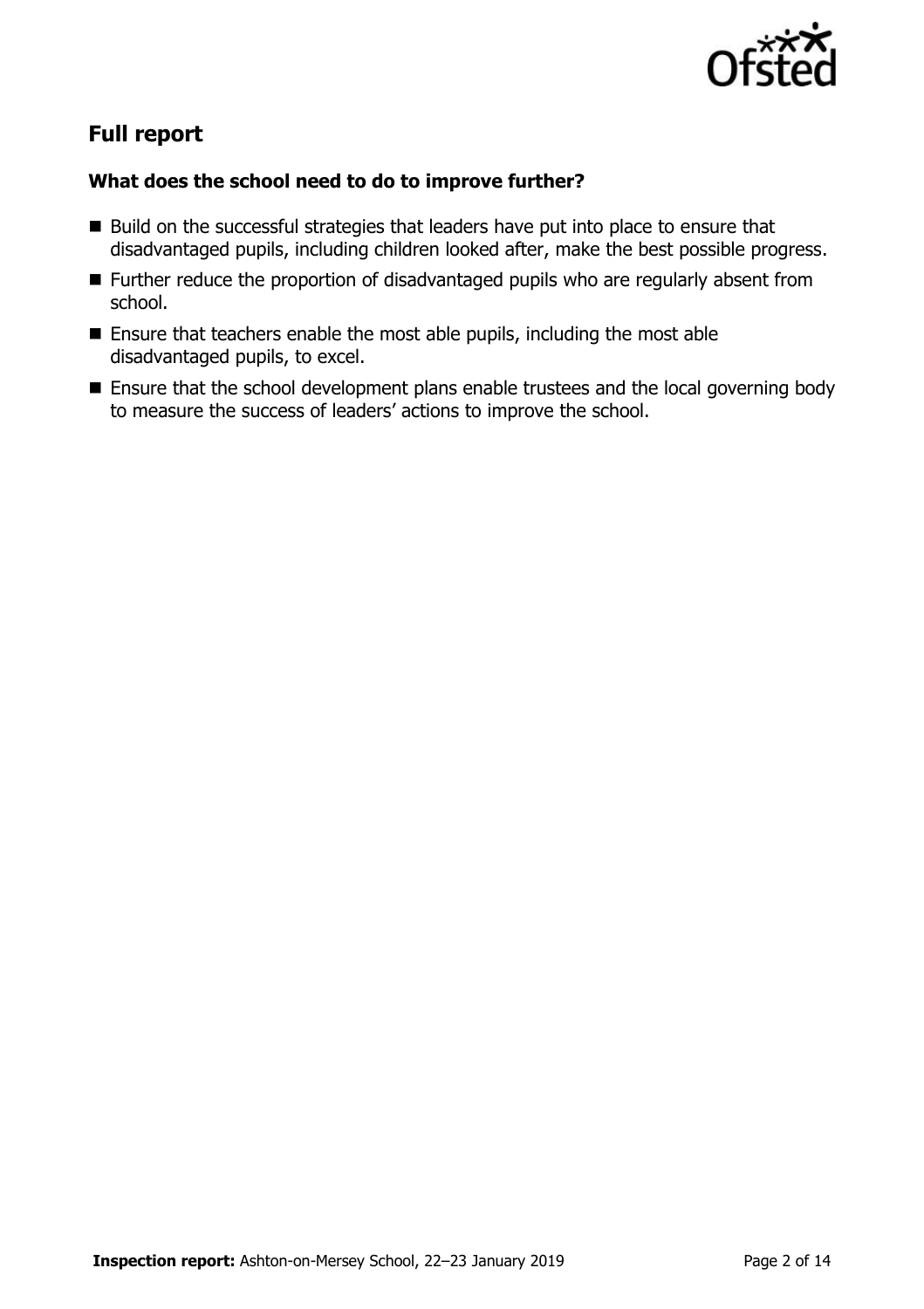## Full report

### What does the school need to do to improve further?

- Build on the successful strategies that leaders have put into place to ensure that disadvantaged pupils, including children looked after, make the best possible progress.
- Further reduce the proportion of disadvantaged pupils who are regularly absent from school.
- Ensure that teachers enable the most able pupils, including the most able disadvantaged pupils, to excel.
- Ensure that the school development plans enable trustees and the local governing body to measure the success of leaders' actions to improve the school.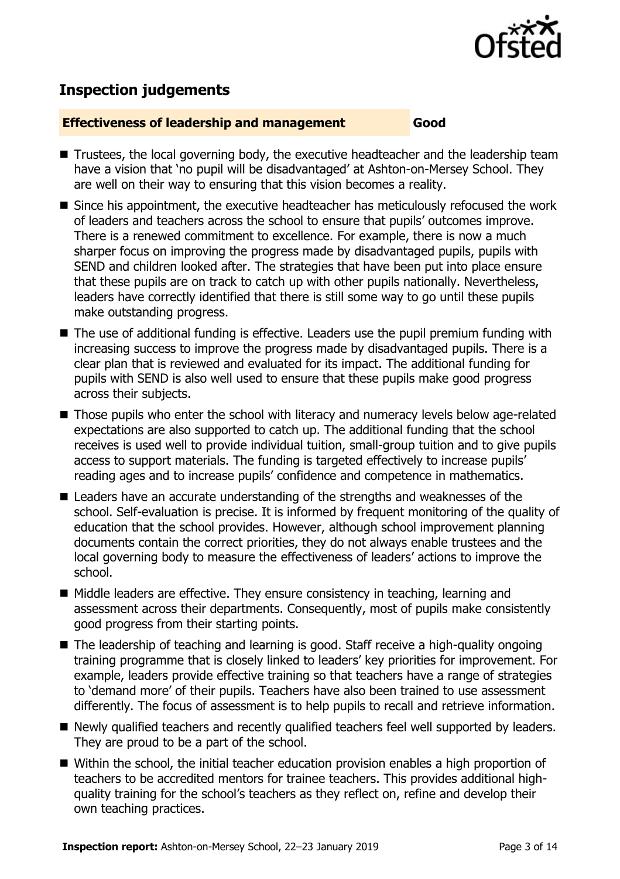## Inspection judgements

**Effectiveness of leadership and management** **Good**

- Trustees, the local governing body, the executive headteacher and the leadership team have a vision that 'no pupil will be disadvantaged' at Ashton-on-Mersey School. They are well on their way to ensuring that this vision becomes a reality.
- Since his appointment, the executive headteacher has meticulously refocused the work of leaders and teachers across the school to ensure that pupils' outcomes improve. There is a renewed commitment to excellence. For example, there is now a much sharper focus on improving the progress made by disadvantaged pupils, pupils with SEND and children looked after. The strategies that have been put into place ensure that these pupils are on track to catch up with other pupils nationally. Nevertheless, leaders have correctly identified that there is still some way to go until these pupils make outstanding progress.
- The use of additional funding is effective. Leaders use the pupil premium funding with increasing success to improve the progress made by disadvantaged pupils. There is a clear plan that is reviewed and evaluated for its impact. The additional funding for pupils with SEND is also well used to ensure that these pupils make good progress across their subjects.
- Those pupils who enter the school with literacy and numeracy levels below age-related expectations are also supported to catch up. The additional funding that the school receives is used well to provide individual tuition, small-group tuition and to give pupils access to support materials. The funding is targeted effectively to increase pupils' reading ages and to increase pupils' confidence and competence in mathematics.
- Leaders have an accurate understanding of the strengths and weaknesses of the school. Self-evaluation is precise. It is informed by frequent monitoring of the quality of education that the school provides. However, although school improvement planning documents contain the correct priorities, they do not always enable trustees and the local governing body to measure the effectiveness of leaders' actions to improve the school.
- Middle leaders are effective. They ensure consistency in teaching, learning and assessment across their departments. Consequently, most of pupils make consistently good progress from their starting points.
- The leadership of teaching and learning is good. Staff receive a high-quality ongoing training programme that is closely linked to leaders' key priorities for improvement. For example, leaders provide effective training so that teachers have a range of strategies to 'demand more' of their pupils. Teachers have also been trained to use assessment differently. The focus of assessment is to help pupils to recall and retrieve information.
- Newly qualified teachers and recently qualified teachers feel well supported by leaders. They are proud to be a part of the school.
- Within the school, the initial teacher education provision enables a high proportion of teachers to be accredited mentors for trainee teachers. This provides additional high-quality training for the school's teachers as they reflect on, refine and develop their own teaching practices.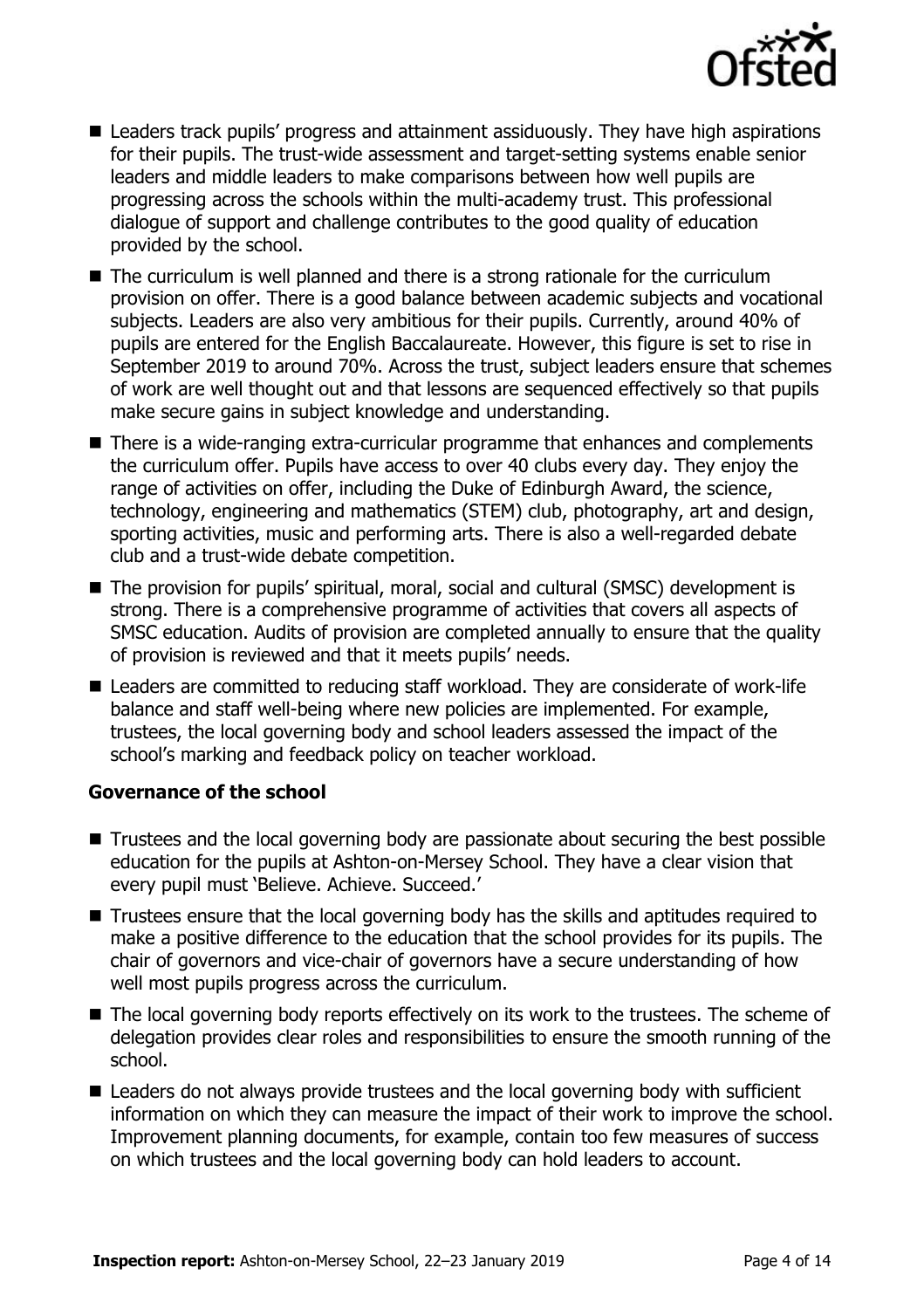- Leaders track pupils' progress and attainment assiduously. They have high aspirations for their pupils. The trust-wide assessment and target-setting systems enable senior leaders and middle leaders to make comparisons between how well pupils are progressing across the schools within the multi-academy trust. This professional dialogue of support and challenge contributes to the good quality of education provided by the school.
- The curriculum is well planned and there is a strong rationale for the curriculum provision on offer. There is a good balance between academic subjects and vocational subjects. Leaders are also very ambitious for their pupils. Currently, around 40% of pupils are entered for the English Baccalaureate. However, this figure is set to rise in September 2019 to around 70%. Across the trust, subject leaders ensure that schemes of work are well thought out and that lessons are sequenced effectively so that pupils make secure gains in subject knowledge and understanding.
- There is a wide-ranging extra-curricular programme that enhances and complements the curriculum offer. Pupils have access to over 40 clubs every day. They enjoy the range of activities on offer, including the Duke of Edinburgh Award, the science, technology, engineering and mathematics (STEM) club, photography, art and design, sporting activities, music and performing arts. There is also a well-regarded debate club and a trust-wide debate competition.
- The provision for pupils' spiritual, moral, social and cultural (SMSC) development is strong. There is a comprehensive programme of activities that covers all aspects of SMSC education. Audits of provision are completed annually to ensure that the quality of provision is reviewed and that it meets pupils' needs.
- Leaders are committed to reducing staff workload. They are considerate of work-life balance and staff well-being where new policies are implemented. For example, trustees, the local governing body and school leaders assessed the impact of the school's marking and feedback policy on teacher workload.

### Governance of the school

- Trustees and the local governing body are passionate about securing the best possible education for the pupils at Ashton-on-Mersey School. They have a clear vision that every pupil must 'Believe. Achieve. Succeed.'
- Trustees ensure that the local governing body has the skills and aptitudes required to make a positive difference to the education that the school provides for its pupils. The chair of governors and vice-chair of governors have a secure understanding of how well most pupils progress across the curriculum.
- The local governing body reports effectively on its work to the trustees. The scheme of delegation provides clear roles and responsibilities to ensure the smooth running of the school.
- Leaders do not always provide trustees and the local governing body with sufficient information on which they can measure the impact of their work to improve the school. Improvement planning documents, for example, contain too few measures of success on which trustees and the local governing body can hold leaders to account.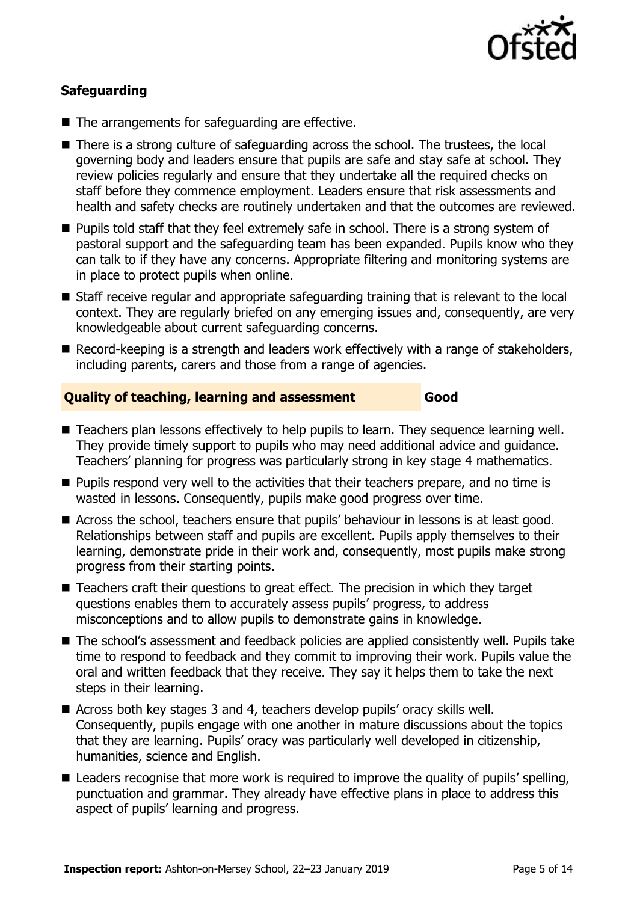### Safeguarding

- The arrangements for safeguarding are effective.
- There is a strong culture of safeguarding across the school. The trustees, the local governing body and leaders ensure that pupils are safe and stay safe at school. They review policies regularly and ensure that they undertake all the required checks on staff before they commence employment. Leaders ensure that risk assessments and health and safety checks are routinely undertaken and that the outcomes are reviewed.
- Pupils told staff that they feel extremely safe in school. There is a strong system of pastoral support and the safeguarding team has been expanded. Pupils know who they can talk to if they have any concerns. Appropriate filtering and monitoring systems are in place to protect pupils when online.
- Staff receive regular and appropriate safeguarding training that is relevant to the local context. They are regularly briefed on any emerging issues and, consequently, are very knowledgeable about current safeguarding concerns.
- Record-keeping is a strength and leaders work effectively with a range of stakeholders, including parents, carers and those from a range of agencies.

### Quality of teaching, learning and assessment — Good

- Teachers plan lessons effectively to help pupils to learn. They sequence learning well. They provide timely support to pupils who may need additional advice and guidance. Teachers' planning for progress was particularly strong in key stage 4 mathematics.
- Pupils respond very well to the activities that their teachers prepare, and no time is wasted in lessons. Consequently, pupils make good progress over time.
- Across the school, teachers ensure that pupils' behaviour in lessons is at least good. Relationships between staff and pupils are excellent. Pupils apply themselves to their learning, demonstrate pride in their work and, consequently, most pupils make strong progress from their starting points.
- Teachers craft their questions to great effect. The precision in which they target questions enables them to accurately assess pupils' progress, to address misconceptions and to allow pupils to demonstrate gains in knowledge.
- The school's assessment and feedback policies are applied consistently well. Pupils take time to respond to feedback and they commit to improving their work. Pupils value the oral and written feedback that they receive. They say it helps them to take the next steps in their learning.
- Across both key stages 3 and 4, teachers develop pupils' oracy skills well. Consequently, pupils engage with one another in mature discussions about the topics that they are learning. Pupils' oracy was particularly well developed in citizenship, humanities, science and English.
- Leaders recognise that more work is required to improve the quality of pupils' spelling, punctuation and grammar. They already have effective plans in place to address this aspect of pupils' learning and progress.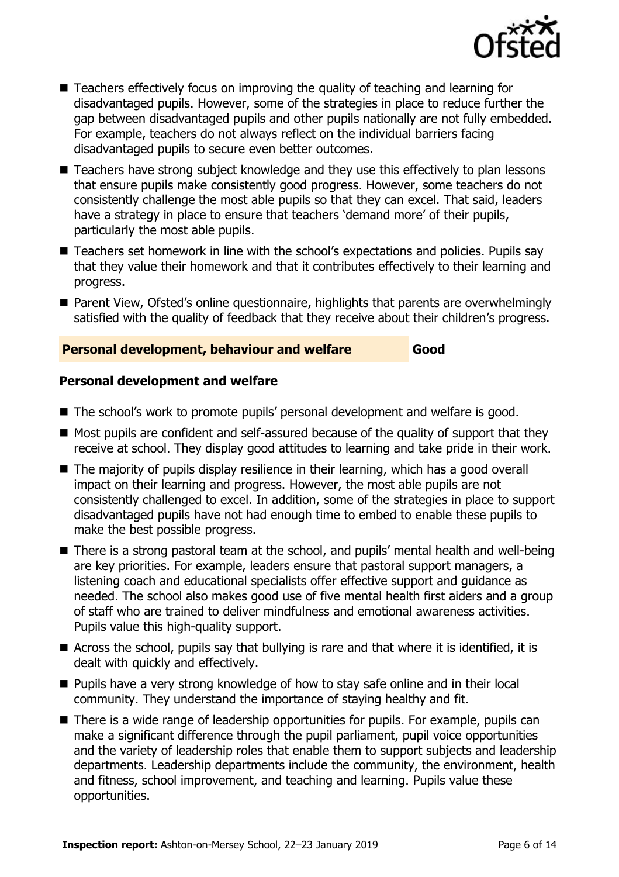- Teachers effectively focus on improving the quality of teaching and learning for disadvantaged pupils. However, some of the strategies in place to reduce further the gap between disadvantaged pupils and other pupils nationally are not fully embedded. For example, teachers do not always reflect on the individual barriers facing disadvantaged pupils to secure even better outcomes.
- Teachers have strong subject knowledge and they use this effectively to plan lessons that ensure pupils make consistently good progress. However, some teachers do not consistently challenge the most able pupils so that they can excel. That said, leaders have a strategy in place to ensure that teachers 'demand more' of their pupils, particularly the most able pupils.
- Teachers set homework in line with the school's expectations and policies. Pupils say that they value their homework and that it contributes effectively to their learning and progress.
- Parent View, Ofsted's online questionnaire, highlights that parents are overwhelmingly satisfied with the quality of feedback that they receive about their children's progress.

## Personal development, behaviour and welfare — Good

### Personal development and welfare

- The school's work to promote pupils' personal development and welfare is good.
- Most pupils are confident and self-assured because of the quality of support that they receive at school. They display good attitudes to learning and take pride in their work.
- The majority of pupils display resilience in their learning, which has a good overall impact on their learning and progress. However, the most able pupils are not consistently challenged to excel. In addition, some of the strategies in place to support disadvantaged pupils have not had enough time to embed to enable these pupils to make the best possible progress.
- There is a strong pastoral team at the school, and pupils' mental health and well-being are key priorities. For example, leaders ensure that pastoral support managers, a listening coach and educational specialists offer effective support and guidance as needed. The school also makes good use of five mental health first aiders and a group of staff who are trained to deliver mindfulness and emotional awareness activities. Pupils value this high-quality support.
- Across the school, pupils say that bullying is rare and that where it is identified, it is dealt with quickly and effectively.
- Pupils have a very strong knowledge of how to stay safe online and in their local community. They understand the importance of staying healthy and fit.
- There is a wide range of leadership opportunities for pupils. For example, pupils can make a significant difference through the pupil parliament, pupil voice opportunities and the variety of leadership roles that enable them to support subjects and leadership departments. Leadership departments include the community, the environment, health and fitness, school improvement, and teaching and learning. Pupils value these opportunities.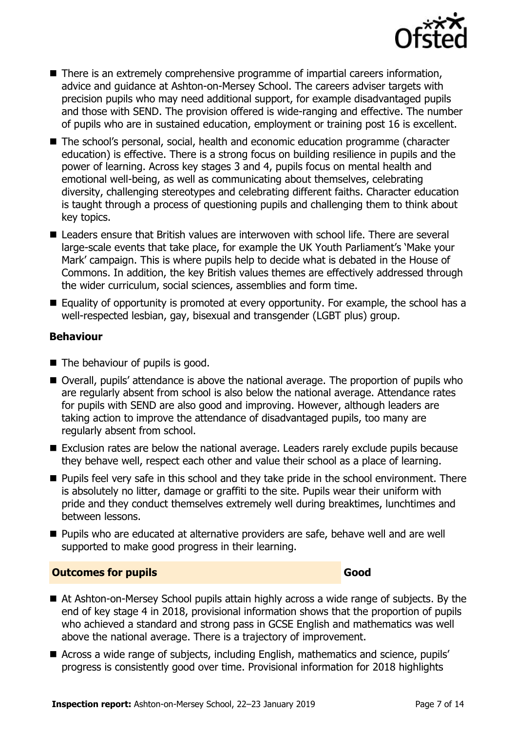- There is an extremely comprehensive programme of impartial careers information, advice and guidance at Ashton-on-Mersey School. The careers adviser targets with precision pupils who may need additional support, for example disadvantaged pupils and those with SEND. The provision offered is wide-ranging and effective. The number of pupils who are in sustained education, employment or training post 16 is excellent.
- The school's personal, social, health and economic education programme (character education) is effective. There is a strong focus on building resilience in pupils and the power of learning. Across key stages 3 and 4, pupils focus on mental health and emotional well-being, as well as communicating about themselves, celebrating diversity, challenging stereotypes and celebrating different faiths. Character education is taught through a process of questioning pupils and challenging them to think about key topics.
- Leaders ensure that British values are interwoven with school life. There are several large-scale events that take place, for example the UK Youth Parliament's 'Make your Mark' campaign. This is where pupils help to decide what is debated in the House of Commons. In addition, the key British values themes are effectively addressed through the wider curriculum, social sciences, assemblies and form time.
- Equality of opportunity is promoted at every opportunity. For example, the school has a well-respected lesbian, gay, bisexual and transgender (LGBT plus) group.

### Behaviour

- The behaviour of pupils is good.
- Overall, pupils' attendance is above the national average. The proportion of pupils who are regularly absent from school is also below the national average. Attendance rates for pupils with SEND are also good and improving. However, although leaders are taking action to improve the attendance of disadvantaged pupils, too many are regularly absent from school.
- Exclusion rates are below the national average. Leaders rarely exclude pupils because they behave well, respect each other and value their school as a place of learning.
- Pupils feel very safe in this school and they take pride in the school environment. There is absolutely no litter, damage or graffiti to the site. Pupils wear their uniform with pride and they conduct themselves extremely well during breaktimes, lunchtimes and between lessons.
- Pupils who are educated at alternative providers are safe, behave well and are well supported to make good progress in their learning.

## Outcomes for pupils — Good

- At Ashton-on-Mersey School pupils attain highly across a wide range of subjects. By the end of key stage 4 in 2018, provisional information shows that the proportion of pupils who achieved a standard and strong pass in GCSE English and mathematics was well above the national average. There is a trajectory of improvement.
- Across a wide range of subjects, including English, mathematics and science, pupils' progress is consistently good over time. Provisional information for 2018 highlights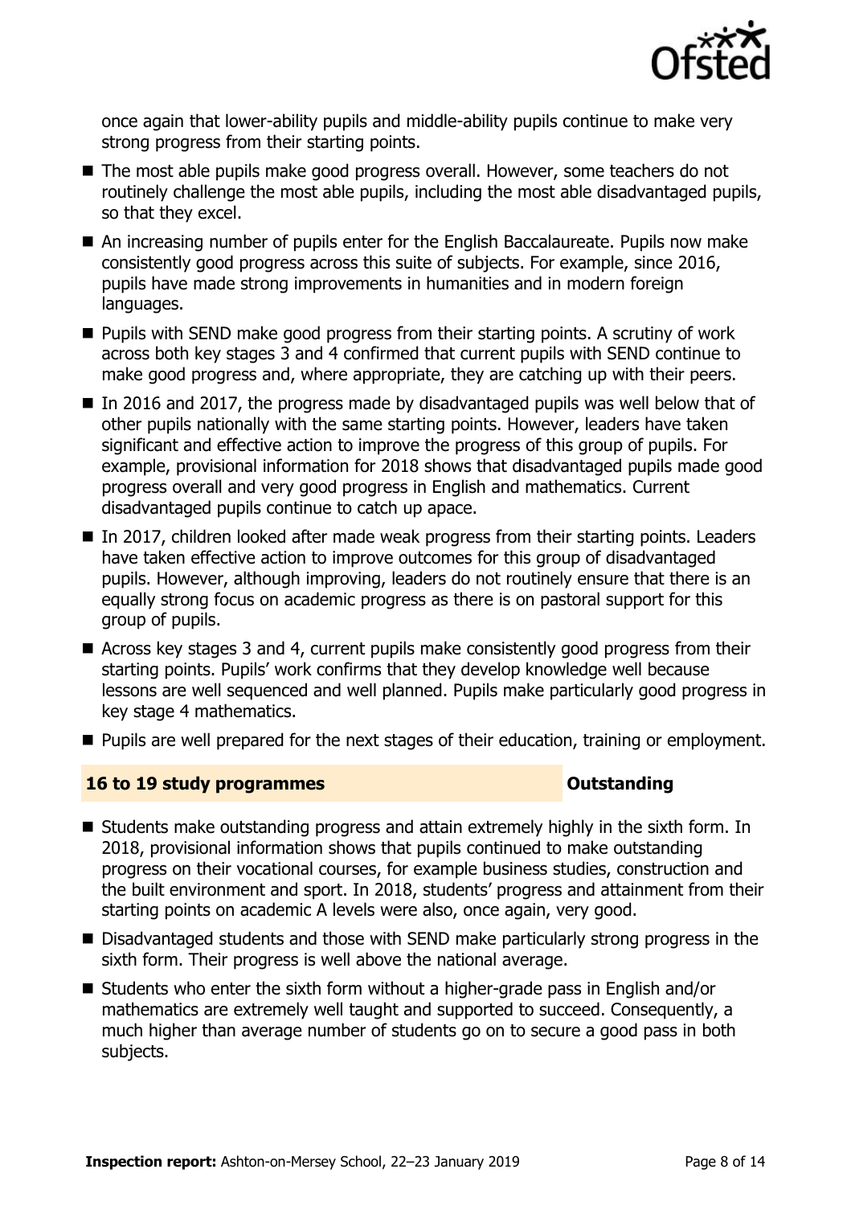once again that lower-ability pupils and middle-ability pupils continue to make very strong progress from their starting points.

- The most able pupils make good progress overall. However, some teachers do not routinely challenge the most able pupils, including the most able disadvantaged pupils, so that they excel.
- An increasing number of pupils enter for the English Baccalaureate. Pupils now make consistently good progress across this suite of subjects. For example, since 2016, pupils have made strong improvements in humanities and in modern foreign languages.
- Pupils with SEND make good progress from their starting points. A scrutiny of work across both key stages 3 and 4 confirmed that current pupils with SEND continue to make good progress and, where appropriate, they are catching up with their peers.
- In 2016 and 2017, the progress made by disadvantaged pupils was well below that of other pupils nationally with the same starting points. However, leaders have taken significant and effective action to improve the progress of this group of pupils. For example, provisional information for 2018 shows that disadvantaged pupils made good progress overall and very good progress in English and mathematics. Current disadvantaged pupils continue to catch up apace.
- In 2017, children looked after made weak progress from their starting points. Leaders have taken effective action to improve outcomes for this group of disadvantaged pupils. However, although improving, leaders do not routinely ensure that there is an equally strong focus on academic progress as there is on pastoral support for this group of pupils.
- Across key stages 3 and 4, current pupils make consistently good progress from their starting points. Pupils' work confirms that they develop knowledge well because lessons are well sequenced and well planned. Pupils make particularly good progress in key stage 4 mathematics.
- Pupils are well prepared for the next stages of their education, training or employment.

## 16 to 19 study programmes — Outstanding

- Students make outstanding progress and attain extremely highly in the sixth form. In 2018, provisional information shows that pupils continued to make outstanding progress on their vocational courses, for example business studies, construction and the built environment and sport. In 2018, students' progress and attainment from their starting points on academic A levels were also, once again, very good.
- Disadvantaged students and those with SEND make particularly strong progress in the sixth form. Their progress is well above the national average.
- Students who enter the sixth form without a higher-grade pass in English and/or mathematics are extremely well taught and supported to succeed. Consequently, a much higher than average number of students go on to secure a good pass in both subjects.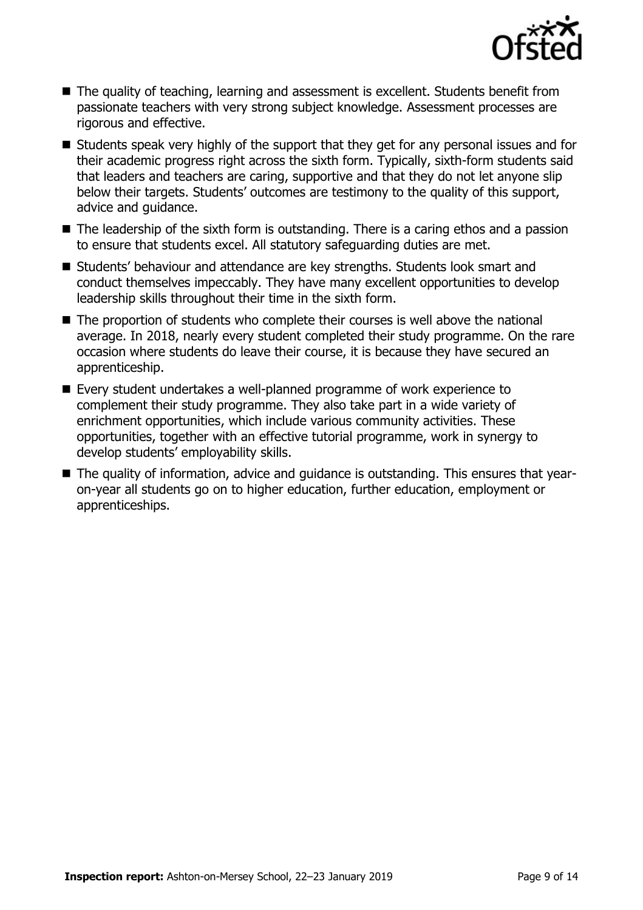- The quality of teaching, learning and assessment is excellent. Students benefit from passionate teachers with very strong subject knowledge. Assessment processes are rigorous and effective.
- Students speak very highly of the support that they get for any personal issues and for their academic progress right across the sixth form. Typically, sixth-form students said that leaders and teachers are caring, supportive and that they do not let anyone slip below their targets. Students' outcomes are testimony to the quality of this support, advice and guidance.
- The leadership of the sixth form is outstanding. There is a caring ethos and a passion to ensure that students excel. All statutory safeguarding duties are met.
- Students' behaviour and attendance are key strengths. Students look smart and conduct themselves impeccably. They have many excellent opportunities to develop leadership skills throughout their time in the sixth form.
- The proportion of students who complete their courses is well above the national average. In 2018, nearly every student completed their study programme. On the rare occasion where students do leave their course, it is because they have secured an apprenticeship.
- Every student undertakes a well-planned programme of work experience to complement their study programme. They also take part in a wide variety of enrichment opportunities, which include various community activities. These opportunities, together with an effective tutorial programme, work in synergy to develop students' employability skills.
- The quality of information, advice and guidance is outstanding. This ensures that year-on-year all students go on to higher education, further education, employment or apprenticeships.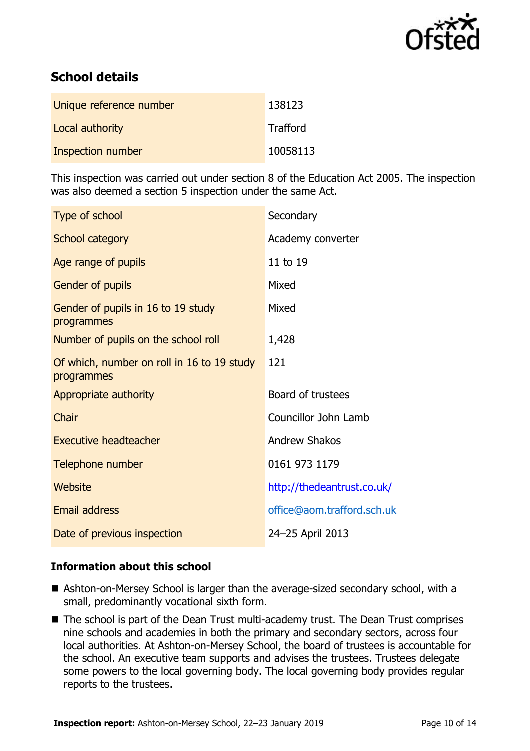## School details

| | |
|---|---|
| Unique reference number | 138123 |
| Local authority | Trafford |
| Inspection number | 10058113 |

This inspection was carried out under section 8 of the Education Act 2005. The inspection was also deemed a section 5 inspection under the same Act.

| | |
|---|---|
| Type of school | Secondary |
| School category | Academy converter |
| Age range of pupils | 11 to 19 |
| Gender of pupils | Mixed |
| Gender of pupils in 16 to 19 study programmes | Mixed |
| Number of pupils on the school roll | 1,428 |
| Of which, number on roll in 16 to 19 study programmes | 121 |
| Appropriate authority | Board of trustees |
| Chair | Councillor John Lamb |
| Executive headteacher | Andrew Shakos |
| Telephone number | 0161 973 1179 |
| Website | http://thedeantrust.co.uk/ |
| Email address | office@aom.trafford.sch.uk |
| Date of previous inspection | 24–25 April 2013 |

### Information about this school

- Ashton-on-Mersey School is larger than the average-sized secondary school, with a small, predominantly vocational sixth form.
- The school is part of the Dean Trust multi-academy trust. The Dean Trust comprises nine schools and academies in both the primary and secondary sectors, across four local authorities. At Ashton-on-Mersey School, the board of trustees is accountable for the school. An executive team supports and advises the trustees. Trustees delegate some powers to the local governing body. The local governing body provides regular reports to the trustees.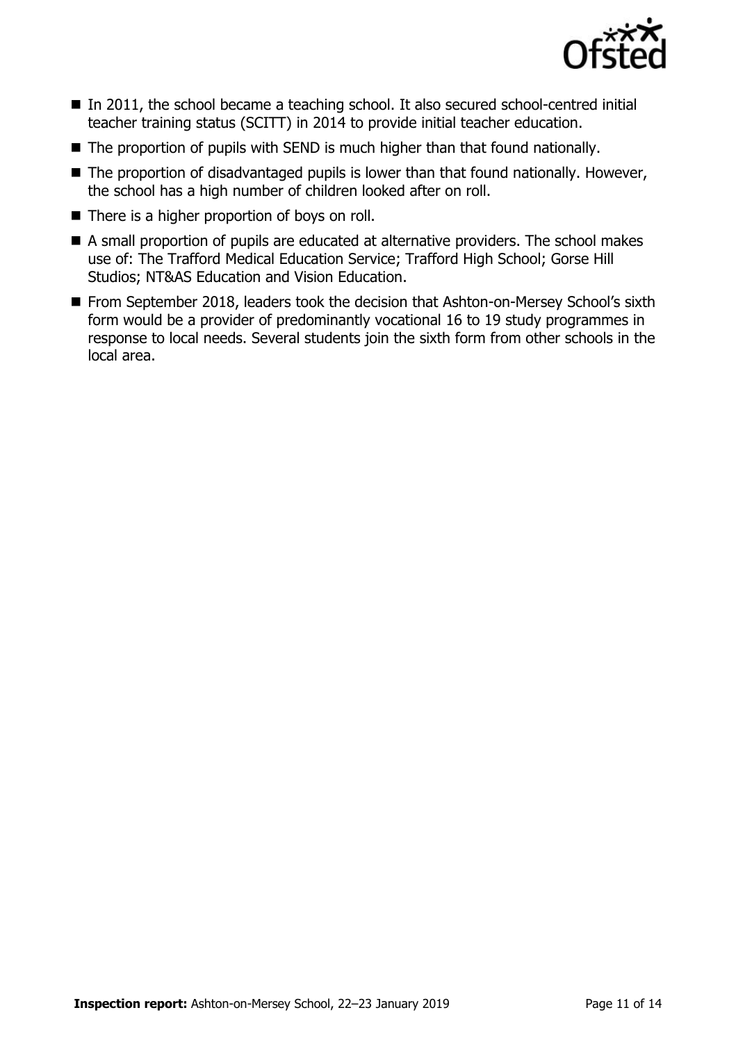- In 2011, the school became a teaching school. It also secured school-centred initial teacher training status (SCITT) in 2014 to provide initial teacher education.
- The proportion of pupils with SEND is much higher than that found nationally.
- The proportion of disadvantaged pupils is lower than that found nationally. However, the school has a high number of children looked after on roll.
- There is a higher proportion of boys on roll.
- A small proportion of pupils are educated at alternative providers. The school makes use of: The Trafford Medical Education Service; Trafford High School; Gorse Hill Studios; NT&AS Education and Vision Education.
- From September 2018, leaders took the decision that Ashton-on-Mersey School's sixth form would be a provider of predominantly vocational 16 to 19 study programmes in response to local needs. Several students join the sixth form from other schools in the local area.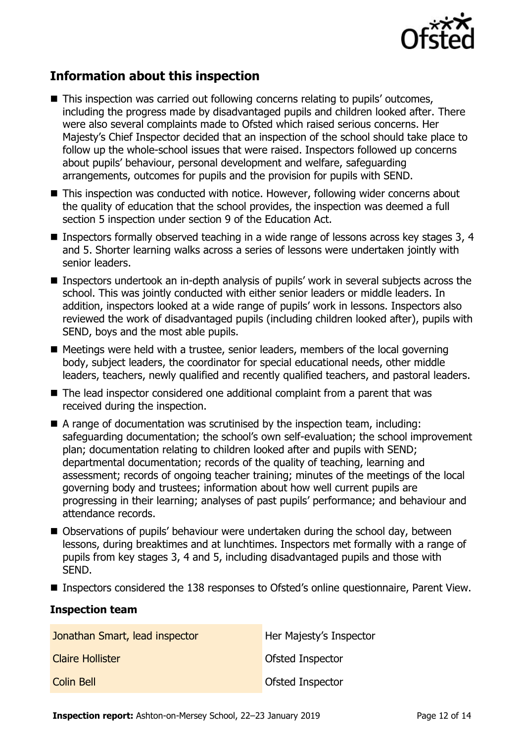## Information about this inspection

- This inspection was carried out following concerns relating to pupils' outcomes, including the progress made by disadvantaged pupils and children looked after. There were also several complaints made to Ofsted which raised serious concerns. Her Majesty's Chief Inspector decided that an inspection of the school should take place to follow up the whole-school issues that were raised. Inspectors followed up concerns about pupils' behaviour, personal development and welfare, safeguarding arrangements, outcomes for pupils and the provision for pupils with SEND.
- This inspection was conducted with notice. However, following wider concerns about the quality of education that the school provides, the inspection was deemed a full section 5 inspection under section 9 of the Education Act.
- Inspectors formally observed teaching in a wide range of lessons across key stages 3, 4 and 5. Shorter learning walks across a series of lessons were undertaken jointly with senior leaders.
- Inspectors undertook an in-depth analysis of pupils' work in several subjects across the school. This was jointly conducted with either senior leaders or middle leaders. In addition, inspectors looked at a wide range of pupils' work in lessons. Inspectors also reviewed the work of disadvantaged pupils (including children looked after), pupils with SEND, boys and the most able pupils.
- Meetings were held with a trustee, senior leaders, members of the local governing body, subject leaders, the coordinator for special educational needs, other middle leaders, teachers, newly qualified and recently qualified teachers, and pastoral leaders.
- The lead inspector considered one additional complaint from a parent that was received during the inspection.
- A range of documentation was scrutinised by the inspection team, including: safeguarding documentation; the school's own self-evaluation; the school improvement plan; documentation relating to children looked after and pupils with SEND; departmental documentation; records of the quality of teaching, learning and assessment; records of ongoing teacher training; minutes of the meetings of the local governing body and trustees; information about how well current pupils are progressing in their learning; analyses of past pupils' performance; and behaviour and attendance records.
- Observations of pupils' behaviour were undertaken during the school day, between lessons, during breaktimes and at lunchtimes. Inspectors met formally with a range of pupils from key stages 3, 4 and 5, including disadvantaged pupils and those with SEND.
- Inspectors considered the 138 responses to Ofsted's online questionnaire, Parent View.

### Inspection team

| | |
|---|---|
| Jonathan Smart, lead inspector | Her Majesty's Inspector |
| Claire Hollister | Ofsted Inspector |
| Colin Bell | Ofsted Inspector |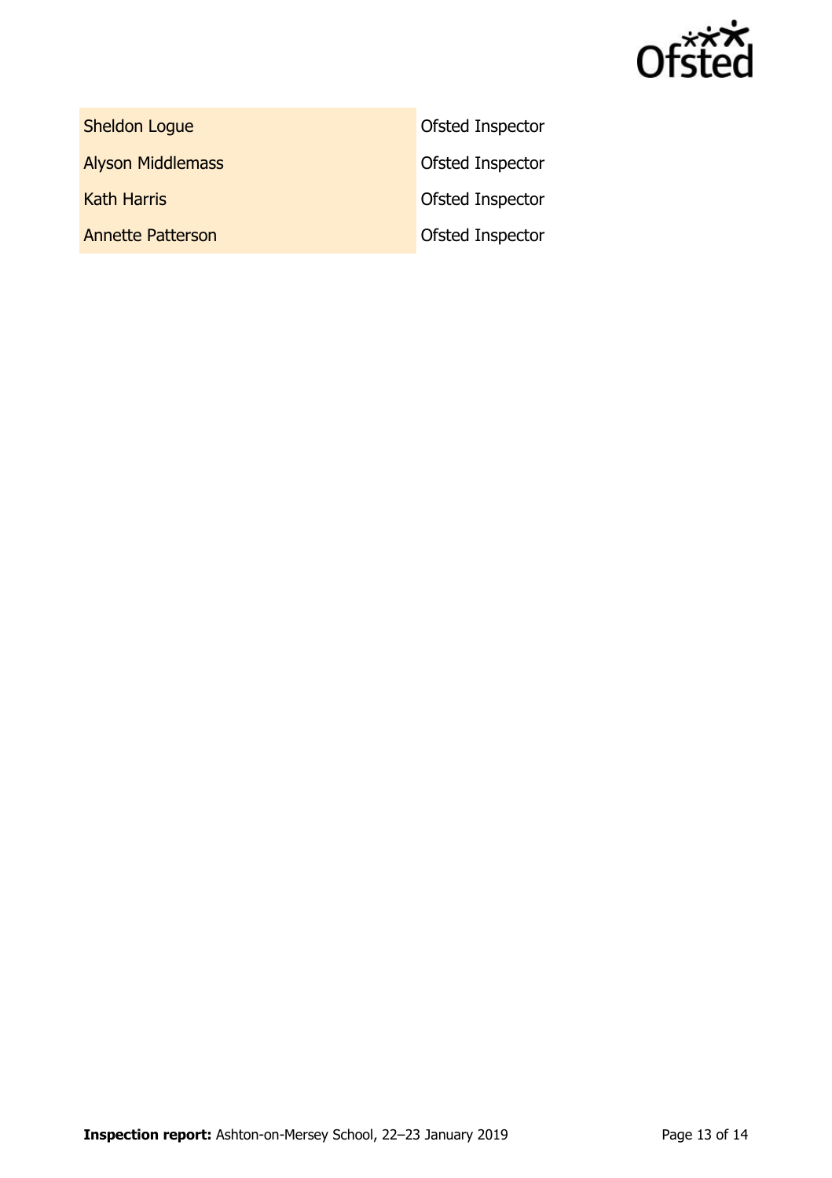| | |
|---|---|
| Sheldon Logue | Ofsted Inspector |
| Alyson Middlemass | Ofsted Inspector |
| Kath Harris | Ofsted Inspector |
| Annette Patterson | Ofsted Inspector |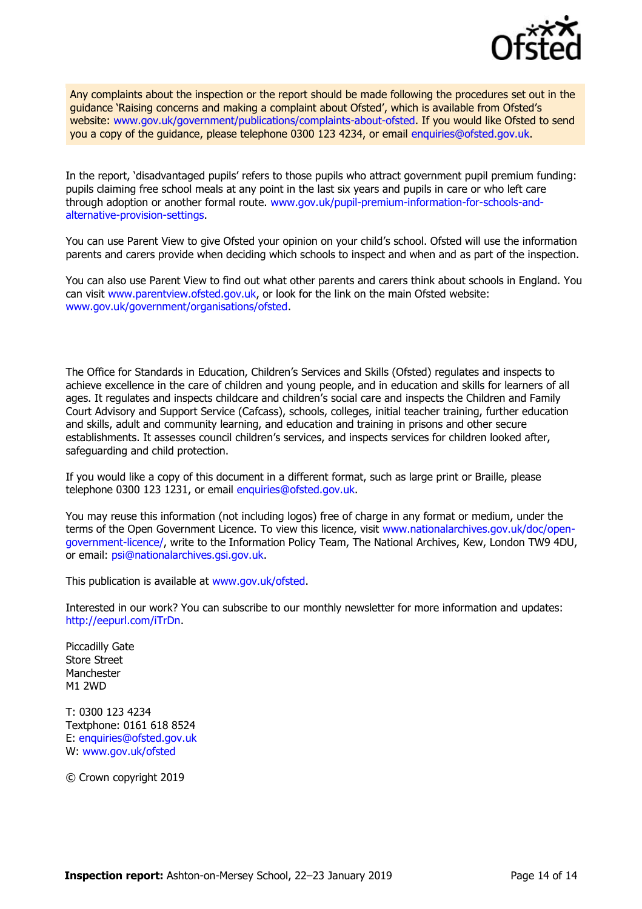Any complaints about the inspection or the report should be made following the procedures set out in the guidance 'Raising concerns and making a complaint about Ofsted', which is available from Ofsted's website: www.gov.uk/government/publications/complaints-about-ofsted. If you would like Ofsted to send you a copy of the guidance, please telephone 0300 123 4234, or email enquiries@ofsted.gov.uk.

In the report, 'disadvantaged pupils' refers to those pupils who attract government pupil premium funding: pupils claiming free school meals at any point in the last six years and pupils in care or who left care through adoption or another formal route. www.gov.uk/pupil-premium-information-for-schools-and-alternative-provision-settings.

You can use Parent View to give Ofsted your opinion on your child's school. Ofsted will use the information parents and carers provide when deciding which schools to inspect and when and as part of the inspection.

You can also use Parent View to find out what other parents and carers think about schools in England. You can visit www.parentview.ofsted.gov.uk, or look for the link on the main Ofsted website: www.gov.uk/government/organisations/ofsted.

The Office for Standards in Education, Children's Services and Skills (Ofsted) regulates and inspects to achieve excellence in the care of children and young people, and in education and skills for learners of all ages. It regulates and inspects childcare and children's social care and inspects the Children and Family Court Advisory and Support Service (Cafcass), schools, colleges, initial teacher training, further education and skills, adult and community learning, and education and training in prisons and other secure establishments. It assesses council children's services, and inspects services for children looked after, safeguarding and child protection.

If you would like a copy of this document in a different format, such as large print or Braille, please telephone 0300 123 1231, or email enquiries@ofsted.gov.uk.

You may reuse this information (not including logos) free of charge in any format or medium, under the terms of the Open Government Licence. To view this licence, visit www.nationalarchives.gov.uk/doc/open-government-licence/, write to the Information Policy Team, The National Archives, Kew, London TW9 4DU, or email: psi@nationalarchives.gsi.gov.uk.

This publication is available at www.gov.uk/ofsted.

Interested in our work? You can subscribe to our monthly newsletter for more information and updates: http://eepurl.com/iTrDn.

Piccadilly Gate  
Store Street  
Manchester  
M1 2WD

T: 0300 123 4234  
Textphone: 0161 618 8524  
E: enquiries@ofsted.gov.uk  
W: www.gov.uk/ofsted

© Crown copyright 2019